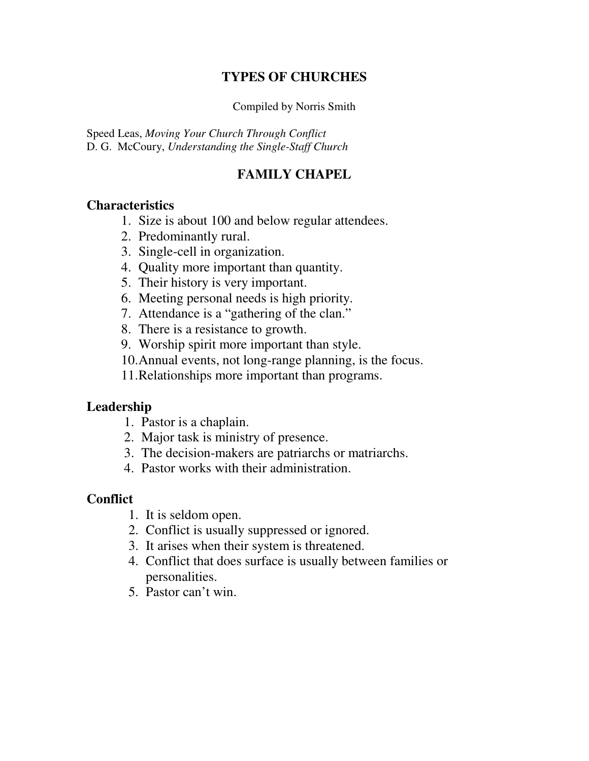# TYPES OF CHURCHES

Compiled by Norris Smith

Speed Leas, *Moving Your Church Through Conflict*
D. G. McCoury, *Understanding the Single-Staff Church*

## FAMILY CHAPEL

### Characteristics

1. Size is about 100 and below regular attendees.
2. Predominantly rural.
3. Single-cell in organization.
4. Quality more important than quantity.
5. Their history is very important.
6. Meeting personal needs is high priority.
7. Attendance is a "gathering of the clan."
8. There is a resistance to growth.
9. Worship spirit more important than style.
10. Annual events, not long-range planning, is the focus.
11. Relationships more important than programs.

### Leadership

1. Pastor is a chaplain.
2. Major task is ministry of presence.
3. The decision-makers are patriarchs or matriarchs.
4. Pastor works with their administration.

### Conflict

1. It is seldom open.
2. Conflict is usually suppressed or ignored.
3. It arises when their system is threatened.
4. Conflict that does surface is usually between families or personalities.
5. Pastor can't win.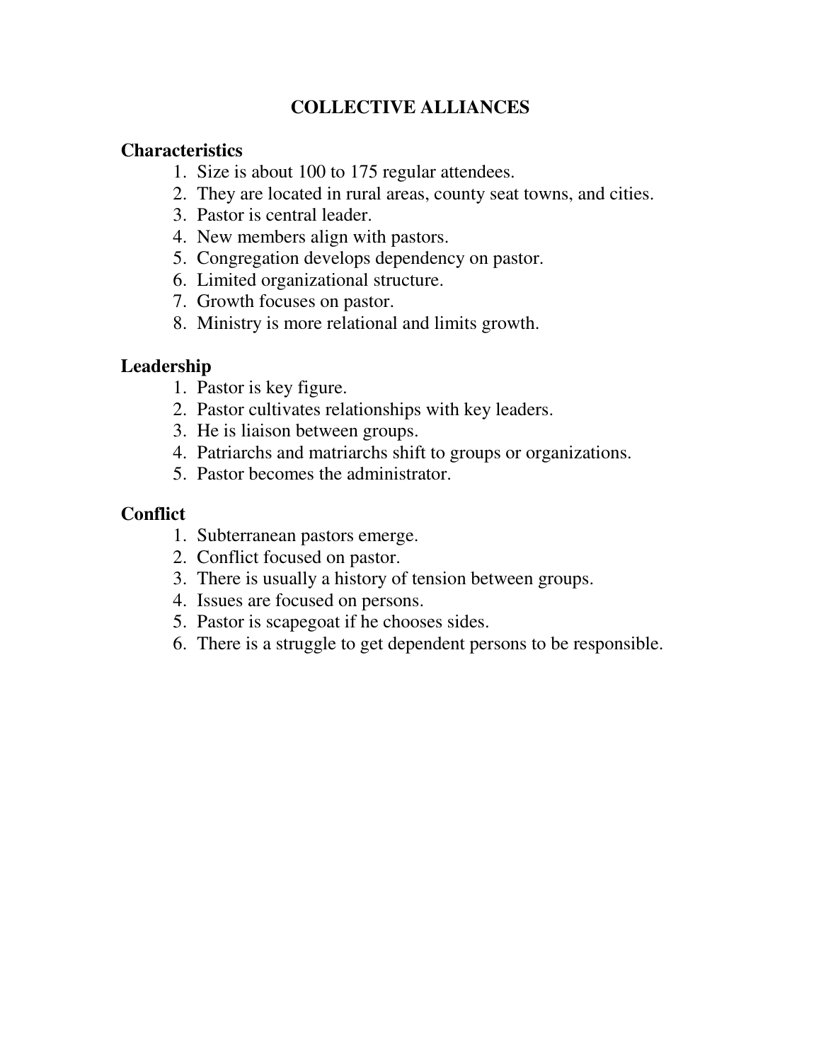# COLLECTIVE ALLIANCES

## Characteristics

1. Size is about 100 to 175 regular attendees.
2. They are located in rural areas, county seat towns, and cities.
3. Pastor is central leader.
4. New members align with pastors.
5. Congregation develops dependency on pastor.
6. Limited organizational structure.
7. Growth focuses on pastor.
8. Ministry is more relational and limits growth.

## Leadership

1. Pastor is key figure.
2. Pastor cultivates relationships with key leaders.
3. He is liaison between groups.
4. Patriarchs and matriarchs shift to groups or organizations.
5. Pastor becomes the administrator.

## Conflict

1. Subterranean pastors emerge.
2. Conflict focused on pastor.
3. There is usually a history of tension between groups.
4. Issues are focused on persons.
5. Pastor is scapegoat if he chooses sides.
6. There is a struggle to get dependent persons to be responsible.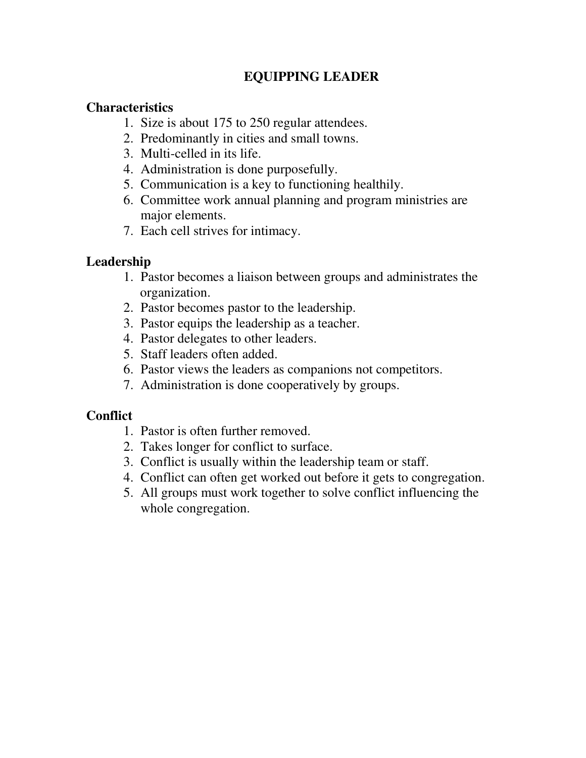# EQUIPPING LEADER

## Characteristics

1. Size is about 175 to 250 regular attendees.
2. Predominantly in cities and small towns.
3. Multi-celled in its life.
4. Administration is done purposefully.
5. Communication is a key to functioning healthily.
6. Committee work annual planning and program ministries are major elements.
7. Each cell strives for intimacy.

## Leadership

1. Pastor becomes a liaison between groups and administrates the organization.
2. Pastor becomes pastor to the leadership.
3. Pastor equips the leadership as a teacher.
4. Pastor delegates to other leaders.
5. Staff leaders often added.
6. Pastor views the leaders as companions not competitors.
7. Administration is done cooperatively by groups.

## Conflict

1. Pastor is often further removed.
2. Takes longer for conflict to surface.
3. Conflict is usually within the leadership team or staff.
4. Conflict can often get worked out before it gets to congregation.
5. All groups must work together to solve conflict influencing the whole congregation.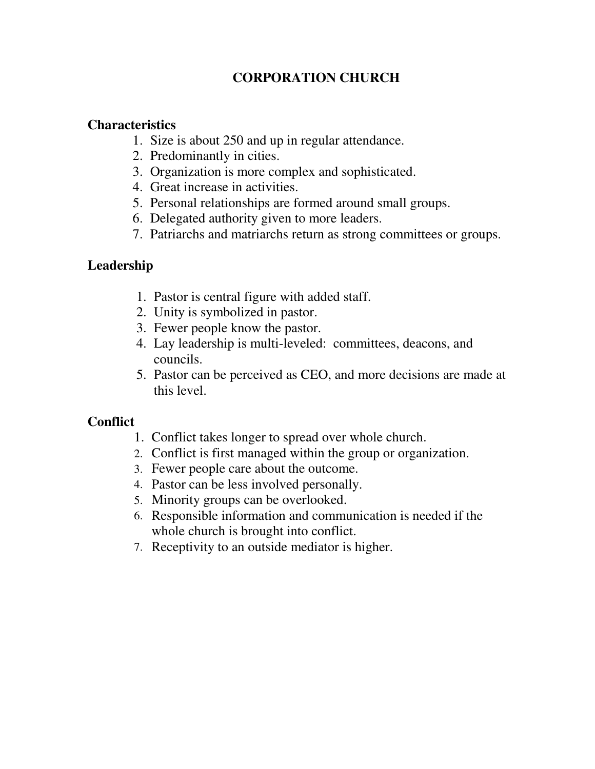# CORPORATION CHURCH

## Characteristics

1. Size is about 250 and up in regular attendance.
2. Predominantly in cities.
3. Organization is more complex and sophisticated.
4. Great increase in activities.
5. Personal relationships are formed around small groups.
6. Delegated authority given to more leaders.
7. Patriarchs and matriarchs return as strong committees or groups.

## Leadership

1. Pastor is central figure with added staff.
2. Unity is symbolized in pastor.
3. Fewer people know the pastor.
4. Lay leadership is multi-leveled: committees, deacons, and councils.
5. Pastor can be perceived as CEO, and more decisions are made at this level.

## Conflict

1. Conflict takes longer to spread over whole church.
2. Conflict is first managed within the group or organization.
3. Fewer people care about the outcome.
4. Pastor can be less involved personally.
5. Minority groups can be overlooked.
6. Responsible information and communication is needed if the whole church is brought into conflict.
7. Receptivity to an outside mediator is higher.